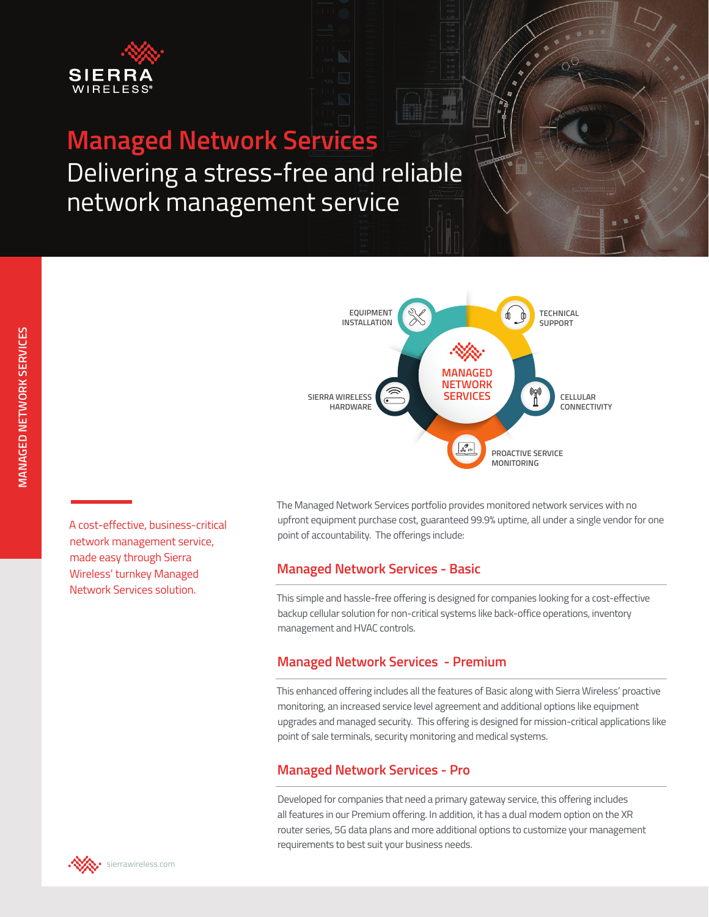# Managed Network Services

## Delivering a stress-free and reliable network management service

EQUIPMENT INSTALLATION

TECHNICAL SUPPORT

MANAGED NETWORK SERVICES

SIERRA WIRELESS HARDWARE

CELLULAR CONNECTIVITY

PROACTIVE SERVICE MONITORING

A cost-effective, business-critical network management service, made easy through Sierra Wireless' turnkey Managed Network Services solution.

The Managed Network Services portfolio provides monitored network services with no upfront equipment purchase cost, guaranteed 99.9% uptime, all under a single vendor for one point of accountability. The offerings include:

### Managed Network Services - Basic

This simple and hassle-free offering is designed for companies looking for a cost-effective backup cellular solution for non-critical systems like back-office operations, inventory management and HVAC controls.

### Managed Network Services - Premium

This enhanced offering includes all the features of Basic along with Sierra Wireless' proactive monitoring, an increased service level agreement and additional options like equipment upgrades and managed security. This offering is designed for mission-critical applications like point of sale terminals, security monitoring and medical systems.

### Managed Network Services - Pro

Developed for companies that need a primary gateway service, this offering includes all features in our Premium offering. In addition, it has a dual modem option on the XR router series, 5G data plans and more additional options to customize your management requirements to best suit your business needs.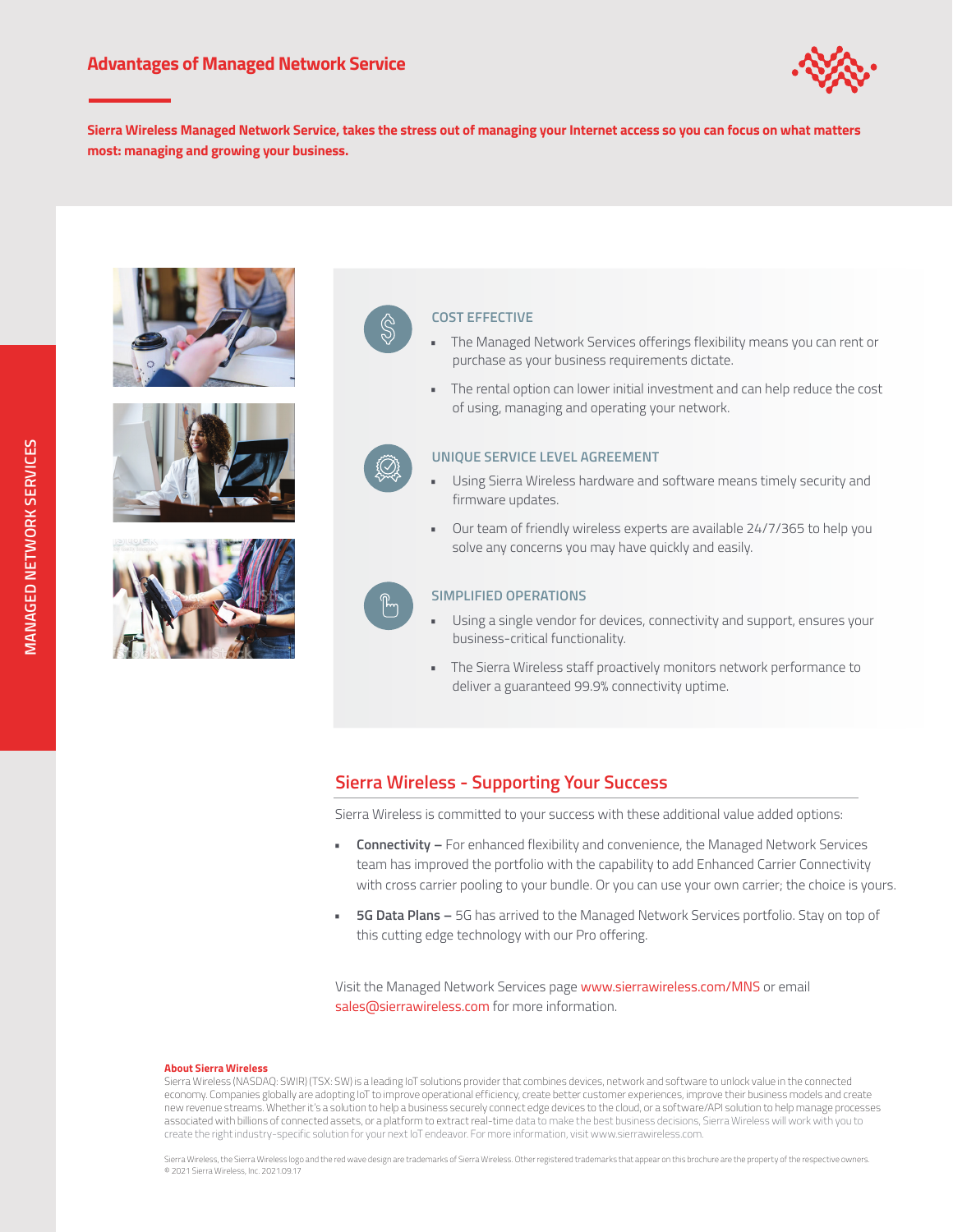## Advantages of Managed Network Service

**Sierra Wireless Managed Network Service, takes the stress out of managing your Internet access so you can focus on what matters most: managing and growing your business.**

MANAGED NETWORK SERVICES

### COST EFFECTIVE

- The Managed Network Services offerings flexibility means you can rent or purchase as your business requirements dictate.
- The rental option can lower initial investment and can help reduce the cost of using, managing and operating your network.

### UNIQUE SERVICE LEVEL AGREEMENT

- Using Sierra Wireless hardware and software means timely security and firmware updates.
- Our team of friendly wireless experts are available 24/7/365 to help you solve any concerns you may have quickly and easily.

### SIMPLIFIED OPERATIONS

- Using a single vendor for devices, connectivity and support, ensures your business-critical functionality.
- The Sierra Wireless staff proactively monitors network performance to deliver a guaranteed 99.9% connectivity uptime.

## Sierra Wireless - Supporting Your Success

Sierra Wireless is committed to your success with these additional value added options:

- **Connectivity –** For enhanced flexibility and convenience, the Managed Network Services team has improved the portfolio with the capability to add Enhanced Carrier Connectivity with cross carrier pooling to your bundle. Or you can use your own carrier; the choice is yours.
- **5G Data Plans –** 5G has arrived to the Managed Network Services portfolio. Stay on top of this cutting edge technology with our Pro offering.

Visit the Managed Network Services page www.sierrawireless.com/MNS or email sales@sierrawireless.com for more information.

**About Sierra Wireless**

Sierra Wireless (NASDAQ: SWIR) (TSX: SW) is a leading IoT solutions provider that combines devices, network and software to unlock value in the connected economy. Companies globally are adopting IoT to improve operational efficiency, create better customer experiences, improve their business models and create new revenue streams. Whether it's a solution to help a business securely connect edge devices to the cloud, or a software/API solution to help manage processes associated with billions of connected assets, or a platform to extract real-time data to make the best business decisions, Sierra Wireless will work with you to create the right industry-specific solution for your next IoT endeavor. For more information, visit www.sierrawireless.com.

Sierra Wireless, the Sierra Wireless logo and the red wave design are trademarks of Sierra Wireless. Other registered trademarks that appear on this brochure are the property of the respective owners.
© 2021 Sierra Wireless, Inc. 2021.09.17